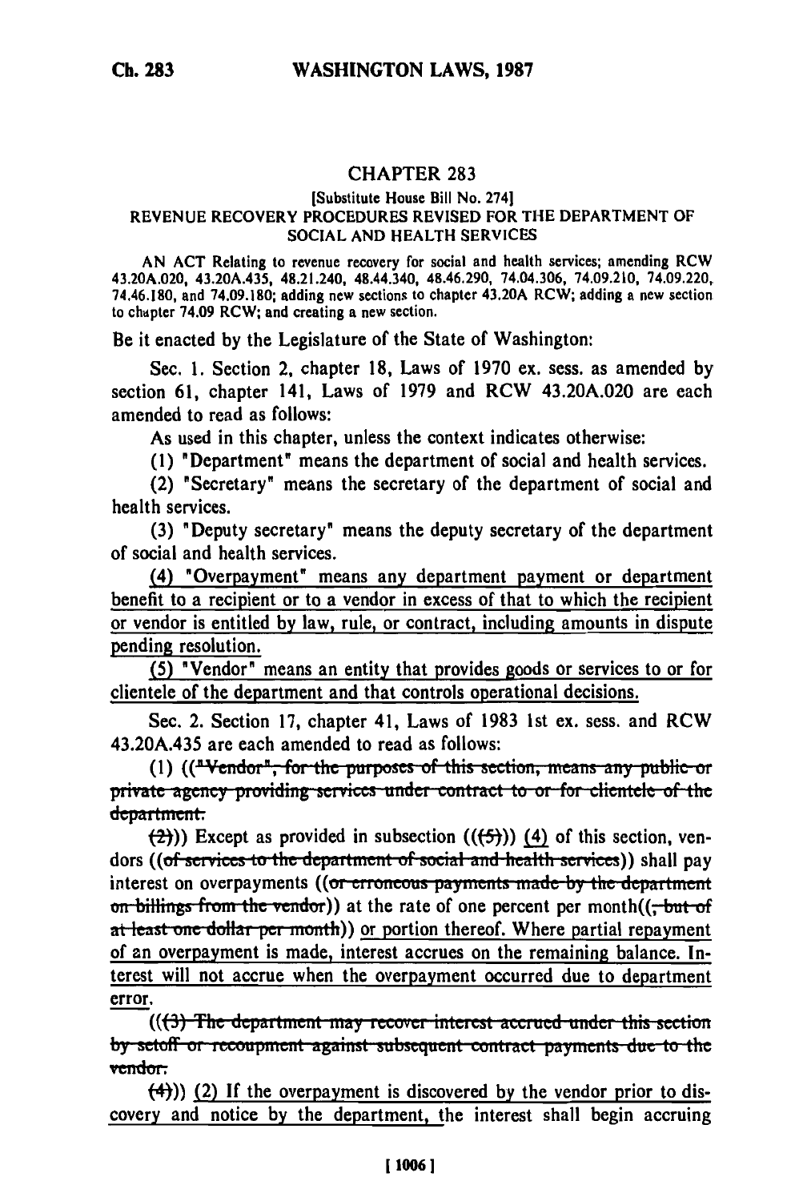# CHAPTER 283

[Substitute House Bill No. 274]

## REVENUE RECOVERY PROCEDURES REVISED FOR THE DEPARTMENT OF SOCIAL AND HEALTH SERVICES

AN ACT Relating to revenue recovery for social and health services; amending RCW 43.20A.020, 43.20A.435, 48.21.240, 48.44.340, 48.46.290, 74.04.306, 74.09.210, 74.09.220, 74.46.180, and 74.09.180; adding new sections to chapter 43.20A RCW; adding a new section to chapter 74.09 RCW; and creating a new section.

Be it enacted by the Legislature of the State of Washington:

Sec. 1. Section 2, chapter 18, Laws of 1970 ex. sess. as amended by section 61, chapter 141, Laws of 1979 and RCW 43.20A.020 are each amended to read as follows:

As used in this chapter, unless the context indicates otherwise:

(1) "Department" means the department of social and health services.

(2) "Secretary" means the secretary of the department of social and health services.

(3) "Deputy secretary" means the deputy secretary of the department of social and health services.

<u>(4) "Overpayment" means any department payment or department benefit to a recipient or to a vendor in excess of that to which the recipient or vendor is entitled by law, rule, or contract, including amounts in dispute pending resolution.</u>

<u>(5) "Vendor" means an entity that provides goods or services to or for clientele of the department and that controls operational decisions.</u>

Sec. 2. Section 17, chapter 41, Laws of 1983 1st ex. sess. and RCW 43.20A.435 are each amended to read as follows:

(1) ((~~"Vendor", for the purposes of this section, means any public or private agency providing services under contract to or for clientele of the department.~~

~~(2)~~)) Except as provided in subsection ((~~(5)~~)) <u>(4)</u> of this section, vendors ((~~of services to the department of social and health services~~)) shall pay interest on overpayments ((~~or erroneous payments made by the department on billings from the vendor~~)) at the rate of one percent per month((~~, but of at least one dollar per month~~)) <u>or portion thereof. Where partial repayment of an overpayment is made, interest accrues on the remaining balance. Interest will not accrue when the overpayment occurred due to department error.</u>

((~~(3) The department may recover interest accrued under this section by setoff or recoupment against subsequent contract payments due to the vendor.~~

~~(4)~~)) <u>(2)</u> If the overpayment is discovered by the vendor prior to discovery and notice by the department, the interest shall begin accruing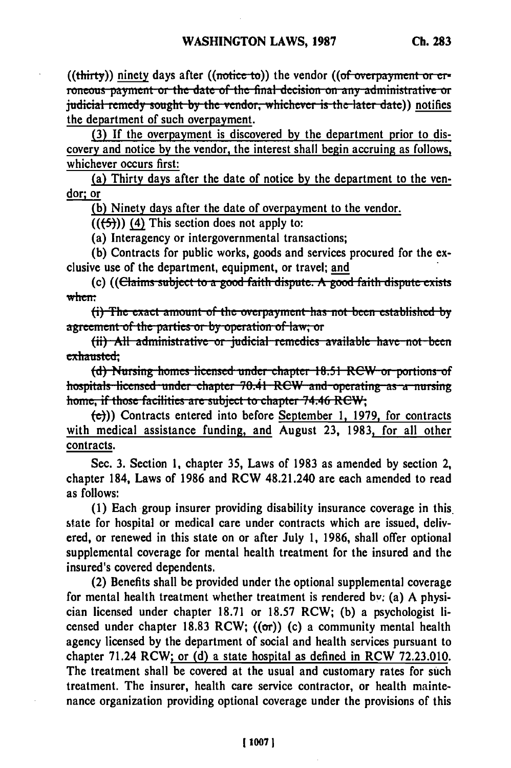((thirty)) ninety days after ((notice to)) the vendor ((of overpayment or erroneous payment or the date of the final decision on any administrative or judicial remedy sought by the vendor, whichever is the later date)) notifies the department of such overpayment.

(3) If the overpayment is discovered by the department prior to discovery and notice by the vendor, the interest shall begin accruing as follows, whichever occurs first:

(a) Thirty days after the date of notice by the department to the vendor; or

(b) Ninety days after the date of overpayment to the vendor.

(((5))) (4) This section does not apply to:

(a) Interagency or intergovernmental transactions;

(b) Contracts for public works, goods and services procured for the exclusive use of the department, equipment, or travel; and

(c) ((Claims subject to a good faith dispute. A good faith dispute exists when:

(i) The exact amount of the overpayment has not been established by agreement of the parties or by operation of law; or

(ii) All administrative or judicial remedies available have not been exhausted;

(d) Nursing homes licensed under chapter 18.51 RCW or portions of hospitals licensed under chapter 70.41 RCW and operating as a nursing home, if those facilities are subject to chapter 74.46 RCW;

(e))) Contracts entered into before September 1, 1979, for contracts with medical assistance funding, and August 23, 1983, for all other contracts.

Sec. 3. Section 1, chapter 35, Laws of 1983 as amended by section 2, chapter 184, Laws of 1986 and RCW 48.21.240 are each amended to read as follows:

(1) Each group insurer providing disability insurance coverage in this state for hospital or medical care under contracts which are issued, delivered, or renewed in this state on or after July 1, 1986, shall offer optional supplemental coverage for mental health treatment for the insured and the insured's covered dependents.

(2) Benefits shall be provided under the optional supplemental coverage for mental health treatment whether treatment is rendered by: (a) A physician licensed under chapter 18.71 or 18.57 RCW; (b) a psychologist licensed under chapter 18.83 RCW; ((or)) (c) a community mental health agency licensed by the department of social and health services pursuant to chapter 71.24 RCW; or (d) a state hospital as defined in RCW 72.23.010. The treatment shall be covered at the usual and customary rates for such treatment. The insurer, health care service contractor, or health maintenance organization providing optional coverage under the provisions of this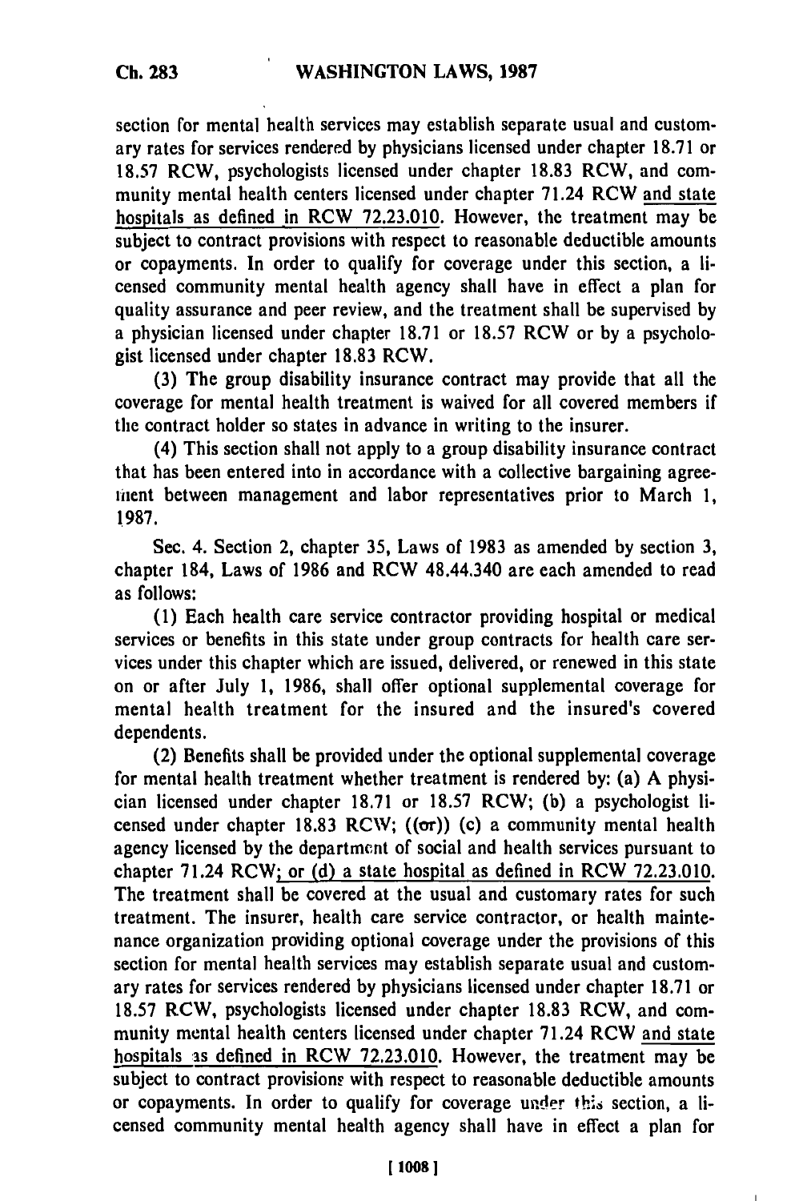section for mental health services may establish separate usual and customary rates for services rendered by physicians licensed under chapter 18.71 or 18.57 RCW, psychologists licensed under chapter 18.83 RCW, and community mental health centers licensed under chapter 71.24 RCW and state hospitals as defined in RCW 72.23.010. However, the treatment may be subject to contract provisions with respect to reasonable deductible amounts or copayments. In order to qualify for coverage under this section, a licensed community mental health agency shall have in effect a plan for quality assurance and peer review, and the treatment shall be supervised by a physician licensed under chapter 18.71 or 18.57 RCW or by a psychologist licensed under chapter 18.83 RCW.

(3) The group disability insurance contract may provide that all the coverage for mental health treatment is waived for all covered members if the contract holder so states in advance in writing to the insurer.

(4) This section shall not apply to a group disability insurance contract that has been entered into in accordance with a collective bargaining agreement between management and labor representatives prior to March 1, 1987.

Sec. 4. Section 2, chapter 35, Laws of 1983 as amended by section 3, chapter 184, Laws of 1986 and RCW 48.44.340 are each amended to read as follows:

(1) Each health care service contractor providing hospital or medical services or benefits in this state under group contracts for health care services under this chapter which are issued, delivered, or renewed in this state on or after July 1, 1986, shall offer optional supplemental coverage for mental health treatment for the insured and the insured's covered dependents.

(2) Benefits shall be provided under the optional supplemental coverage for mental health treatment whether treatment is rendered by: (a) A physician licensed under chapter 18.71 or 18.57 RCW; (b) a psychologist licensed under chapter 18.83 RCW; ((or)) (c) a community mental health agency licensed by the department of social and health services pursuant to chapter 71.24 RCW; or (d) a state hospital as defined in RCW 72.23.010. The treatment shall be covered at the usual and customary rates for such treatment. The insurer, health care service contractor, or health maintenance organization providing optional coverage under the provisions of this section for mental health services may establish separate usual and customary rates for services rendered by physicians licensed under chapter 18.71 or 18.57 RCW, psychologists licensed under chapter 18.83 RCW, and community mental health centers licensed under chapter 71.24 RCW and state hospitals as defined in RCW 72.23.010. However, the treatment may be subject to contract provisions with respect to reasonable deductible amounts or copayments. In order to qualify for coverage under this section, a licensed community mental health agency shall have in effect a plan for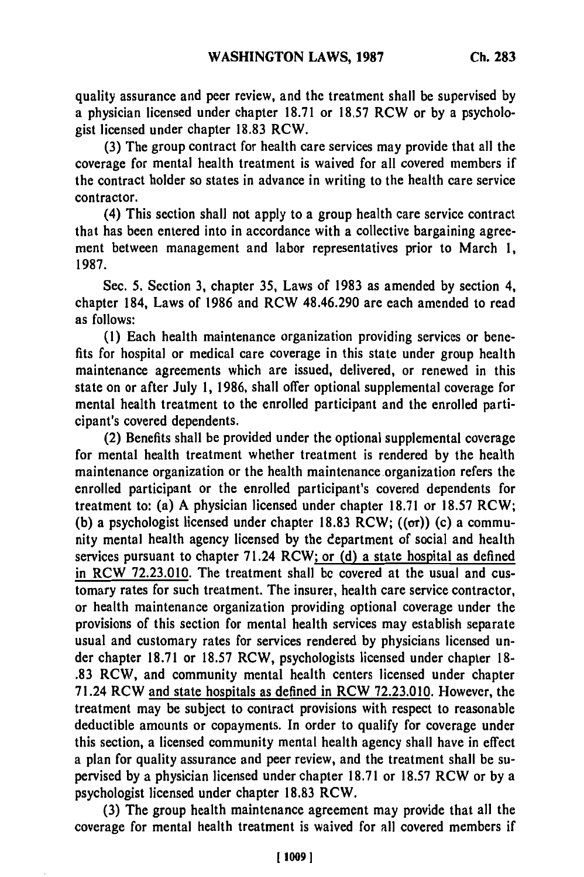quality assurance and peer review, and the treatment shall be supervised by a physician licensed under chapter 18.71 or 18.57 RCW or by a psychologist licensed under chapter 18.83 RCW.

(3) The group contract for health care services may provide that all the coverage for mental health treatment is waived for all covered members if the contract holder so states in advance in writing to the health care service contractor.

(4) This section shall not apply to a group health care service contract that has been entered into in accordance with a collective bargaining agreement between management and labor representatives prior to March 1, 1987.

Sec. 5. Section 3, chapter 35, Laws of 1983 as amended by section 4, chapter 184, Laws of 1986 and RCW 48.46.290 are each amended to read as follows:

(1) Each health maintenance organization providing services or benefits for hospital or medical care coverage in this state under group health maintenance agreements which are issued, delivered, or renewed in this state on or after July 1, 1986, shall offer optional supplemental coverage for mental health treatment to the enrolled participant and the enrolled participant's covered dependents.

(2) Benefits shall be provided under the optional supplemental coverage for mental health treatment whether treatment is rendered by the health maintenance organization or the health maintenance organization refers the enrolled participant or the enrolled participant's covered dependents for treatment to: (a) A physician licensed under chapter 18.71 or 18.57 RCW; (b) a psychologist licensed under chapter 18.83 RCW; ((or)) (c) a community mental health agency licensed by the department of social and health services pursuant to chapter 71.24 RCW; or (d) a state hospital as defined in RCW 72.23.010. The treatment shall be covered at the usual and customary rates for such treatment. The insurer, health care service contractor, or health maintenance organization providing optional coverage under the provisions of this section for mental health services may establish separate usual and customary rates for services rendered by physicians licensed under chapter 18.71 or 18.57 RCW, psychologists licensed under chapter 18-.83 RCW, and community mental health centers licensed under chapter 71.24 RCW and state hospitals as defined in RCW 72.23.010. However, the treatment may be subject to contract provisions with respect to reasonable deductible amounts or copayments. In order to qualify for coverage under this section, a licensed community mental health agency shall have in effect a plan for quality assurance and peer review, and the treatment shall be supervised by a physician licensed under chapter 18.71 or 18.57 RCW or by a psychologist licensed under chapter 18.83 RCW.

(3) The group health maintenance agreement may provide that all the coverage for mental health treatment is waived for all covered members if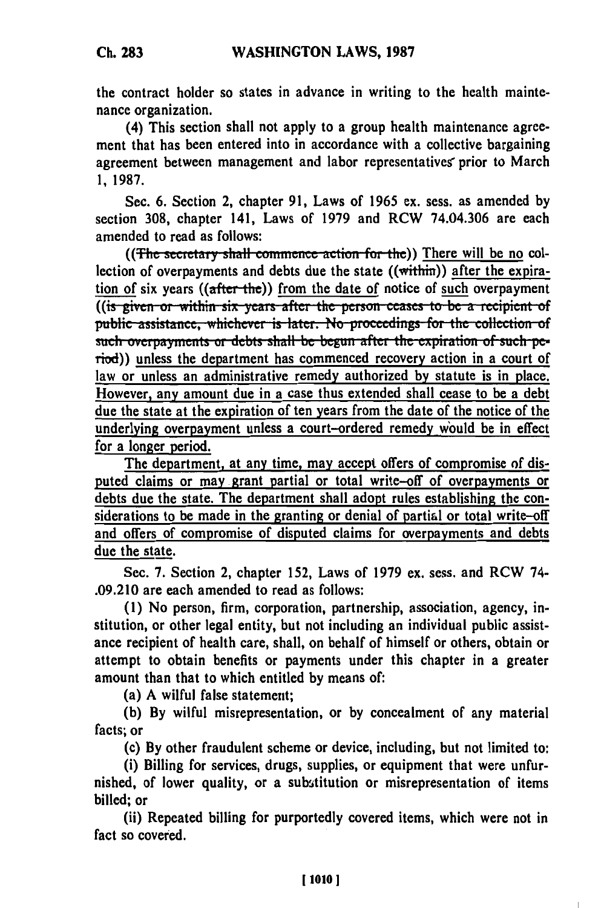the contract holder so states in advance in writing to the health maintenance organization.

(4) This section shall not apply to a group health maintenance agreement that has been entered into in accordance with a collective bargaining agreement between management and labor representatives prior to March 1, 1987.

Sec. 6. Section 2, chapter 91, Laws of 1965 ex. sess. as amended by section 308, chapter 141, Laws of 1979 and RCW 74.04.306 are each amended to read as follows:

((~~The secretary shall commence action for the~~)) There will be no collection of overpayments and debts due the state ((~~within~~)) after the expiration of six years ((~~after the~~)) from the date of notice of such overpayment ((~~is given or within six years after the person ceases to be a recipient of public assistance, whichever is later. No proceedings for the collection of such overpayments or debts shall be begun after the expiration of such period~~)) unless the department has commenced recovery action in a court of law or unless an administrative remedy authorized by statute is in place. However, any amount due in a case thus extended shall cease to be a debt due the state at the expiration of ten years from the date of the notice of the underlying overpayment unless a court-ordered remedy would be in effect for a longer period.

The department, at any time, may accept offers of compromise of disputed claims or may grant partial or total write-off of overpayments or debts due the state. The department shall adopt rules establishing the considerations to be made in the granting or denial of partial or total write-off and offers of compromise of disputed claims for overpayments and debts due the state.

Sec. 7. Section 2, chapter 152, Laws of 1979 ex. sess. and RCW 74-.09.210 are each amended to read as follows:

(1) No person, firm, corporation, partnership, association, agency, institution, or other legal entity, but not including an individual public assistance recipient of health care, shall, on behalf of himself or others, obtain or attempt to obtain benefits or payments under this chapter in a greater amount than that to which entitled by means of:

(a) A wilful false statement;

(b) By wilful misrepresentation, or by concealment of any material facts; or

(c) By other fraudulent scheme or device, including, but not limited to:

(i) Billing for services, drugs, supplies, or equipment that were unfurnished, of lower quality, or a substitution or misrepresentation of items billed; or

(ii) Repeated billing for purportedly covered items, which were not in fact so covered.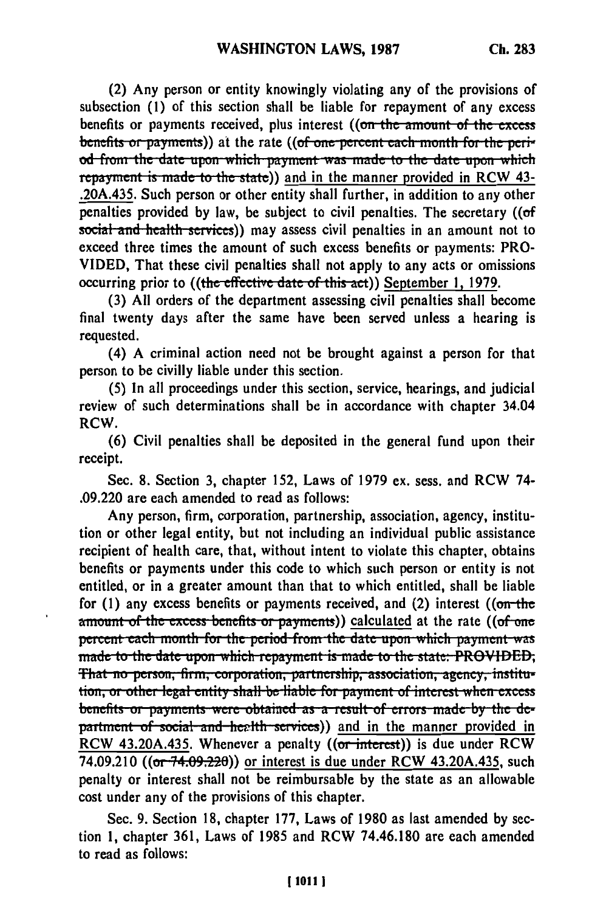(2) Any person or entity knowingly violating any of the provisions of subsection (1) of this section shall be liable for repayment of any excess benefits or payments received, plus interest ((~~on the amount of the excess benefits or payments~~)) at the rate ((~~of one percent each month for the period from the date upon which payment was made to the date upon which repayment is made to the state~~)) and in the manner provided in RCW 43-.20A.435. Such person or other entity shall further, in addition to any other penalties provided by law, be subject to civil penalties. The secretary ((~~of social and health services~~)) may assess civil penalties in an amount not to exceed three times the amount of such excess benefits or payments: PROVIDED, That these civil penalties shall not apply to any acts or omissions occurring prior to ((~~the effective date of this act~~)) September 1, 1979.

(3) All orders of the department assessing civil penalties shall become final twenty days after the same have been served unless a hearing is requested.

(4) A criminal action need not be brought against a person for that person to be civilly liable under this section.

(5) In all proceedings under this section, service, hearings, and judicial review of such determinations shall be in accordance with chapter 34.04 RCW.

(6) Civil penalties shall be deposited in the general fund upon their receipt.

Sec. 8. Section 3, chapter 152, Laws of 1979 ex. sess. and RCW 74-.09.220 are each amended to read as follows:

Any person, firm, corporation, partnership, association, agency, institution or other legal entity, but not including an individual public assistance recipient of health care, that, without intent to violate this chapter, obtains benefits or payments under this code to which such person or entity is not entitled, or in a greater amount than that to which entitled, shall be liable for (1) any excess benefits or payments received, and (2) interest ((~~on the amount of the excess benefits or payments~~)) calculated at the rate ((~~of one percent each month for the period from the date upon which payment was made to the date upon which repayment is made to the state: PROVIDED, That no person, firm, corporation, partnership, association, agency, institution, or other legal entity shall be liable for payment of interest when excess benefits or payments were obtained as a result of errors made by the department of social and health services~~)) and in the manner provided in RCW 43.20A.435. Whenever a penalty ((~~or interest~~)) is due under RCW 74.09.210 ((~~or 74.09.220~~)) or interest is due under RCW 43.20A.435, such penalty or interest shall not be reimbursable by the state as an allowable cost under any of the provisions of this chapter.

Sec. 9. Section 18, chapter 177, Laws of 1980 as last amended by section 1, chapter 361, Laws of 1985 and RCW 74.46.180 are each amended to read as follows: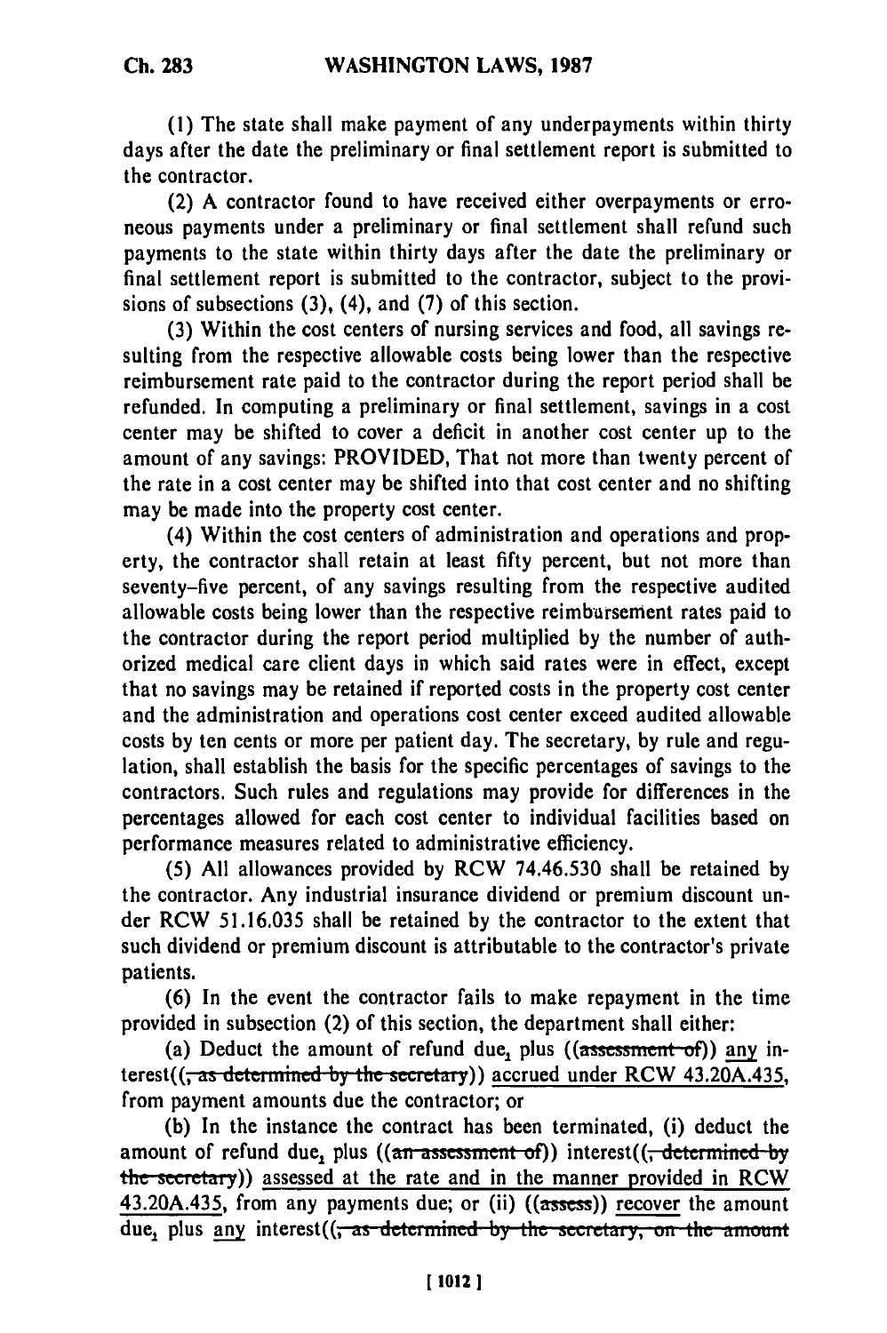(1) The state shall make payment of any underpayments within thirty days after the date the preliminary or final settlement report is submitted to the contractor.

(2) A contractor found to have received either overpayments or erroneous payments under a preliminary or final settlement shall refund such payments to the state within thirty days after the date the preliminary or final settlement report is submitted to the contractor, subject to the provisions of subsections (3), (4), and (7) of this section.

(3) Within the cost centers of nursing services and food, all savings resulting from the respective allowable costs being lower than the respective reimbursement rate paid to the contractor during the report period shall be refunded. In computing a preliminary or final settlement, savings in a cost center may be shifted to cover a deficit in another cost center up to the amount of any savings: PROVIDED, That not more than twenty percent of the rate in a cost center may be shifted into that cost center and no shifting may be made into the property cost center.

(4) Within the cost centers of administration and operations and property, the contractor shall retain at least fifty percent, but not more than seventy-five percent, of any savings resulting from the respective audited allowable costs being lower than the respective reimbursement rates paid to the contractor during the report period multiplied by the number of authorized medical care client days in which said rates were in effect, except that no savings may be retained if reported costs in the property cost center and the administration and operations cost center exceed audited allowable costs by ten cents or more per patient day. The secretary, by rule and regulation, shall establish the basis for the specific percentages of savings to the contractors. Such rules and regulations may provide for differences in the percentages allowed for each cost center to individual facilities based on performance measures related to administrative efficiency.

(5) All allowances provided by RCW 74.46.530 shall be retained by the contractor. Any industrial insurance dividend or premium discount under RCW 51.16.035 shall be retained by the contractor to the extent that such dividend or premium discount is attributable to the contractor's private patients.

(6) In the event the contractor fails to make repayment in the time provided in subsection (2) of this section, the department shall either:

(a) Deduct the amount of refund due, plus ((~~assessment of~~)) <u>any</u> interest((~~, as determined by the secretary~~)) <u>accrued under RCW 43.20A.435,</u> from payment amounts due the contractor; or

(b) In the instance the contract has been terminated, (i) deduct the amount of refund due, plus ((~~an assessment of~~)) interest((~~, determined by the secretary~~)) <u>assessed at the rate and in the manner provided in RCW 43.20A.435,</u> from any payments due; or (ii) ((~~assess~~)) <u>recover</u> the amount due, plus <u>any</u> interest((~~, as determined by the secretary, on the amount~~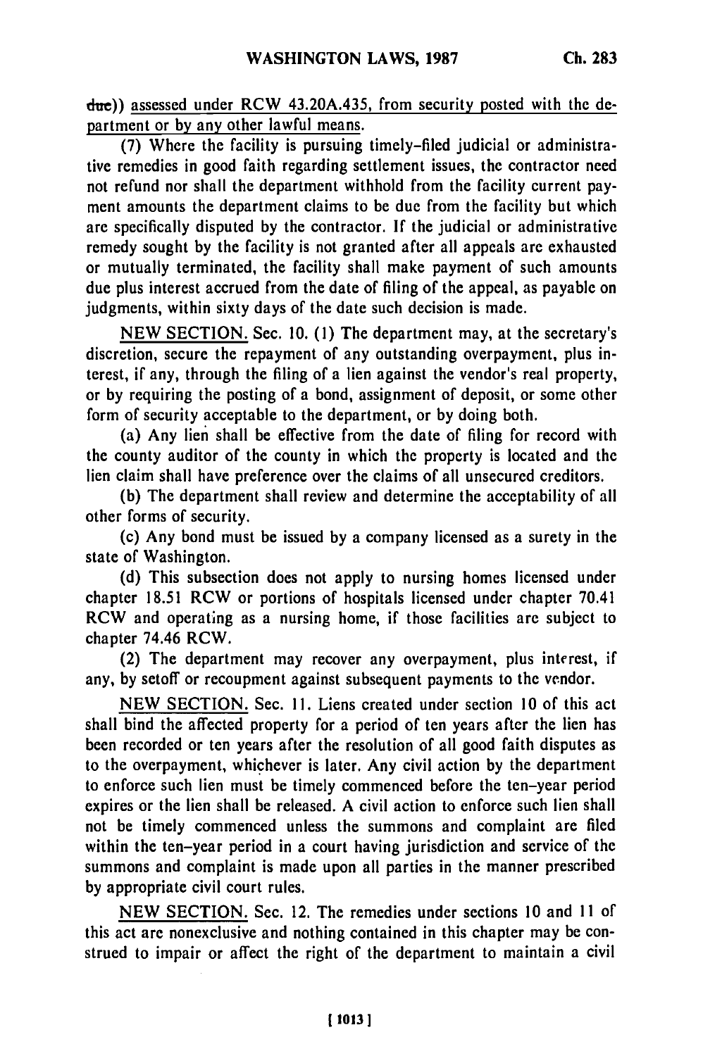due)) assessed under RCW 43.20A.435, from security posted with the department or by any other lawful means.

(7) Where the facility is pursuing timely-filed judicial or administrative remedies in good faith regarding settlement issues, the contractor need not refund nor shall the department withhold from the facility current payment amounts the department claims to be due from the facility but which are specifically disputed by the contractor. If the judicial or administrative remedy sought by the facility is not granted after all appeals are exhausted or mutually terminated, the facility shall make payment of such amounts due plus interest accrued from the date of filing of the appeal, as payable on judgments, within sixty days of the date such decision is made.

NEW SECTION. Sec. 10. (1) The department may, at the secretary's discretion, secure the repayment of any outstanding overpayment, plus interest, if any, through the filing of a lien against the vendor's real property, or by requiring the posting of a bond, assignment of deposit, or some other form of security acceptable to the department, or by doing both.

(a) Any lien shall be effective from the date of filing for record with the county auditor of the county in which the property is located and the lien claim shall have preference over the claims of all unsecured creditors.

(b) The department shall review and determine the acceptability of all other forms of security.

(c) Any bond must be issued by a company licensed as a surety in the state of Washington.

(d) This subsection does not apply to nursing homes licensed under chapter 18.51 RCW or portions of hospitals licensed under chapter 70.41 RCW and operating as a nursing home, if those facilities are subject to chapter 74.46 RCW.

(2) The department may recover any overpayment, plus interest, if any, by setoff or recoupment against subsequent payments to the vendor.

NEW SECTION. Sec. 11. Liens created under section 10 of this act shall bind the affected property for a period of ten years after the lien has been recorded or ten years after the resolution of all good faith disputes as to the overpayment, whichever is later. Any civil action by the department to enforce such lien must be timely commenced before the ten-year period expires or the lien shall be released. A civil action to enforce such lien shall not be timely commenced unless the summons and complaint are filed within the ten-year period in a court having jurisdiction and service of the summons and complaint is made upon all parties in the manner prescribed by appropriate civil court rules.

NEW SECTION. Sec. 12. The remedies under sections 10 and 11 of this act are nonexclusive and nothing contained in this chapter may be construed to impair or affect the right of the department to maintain a civil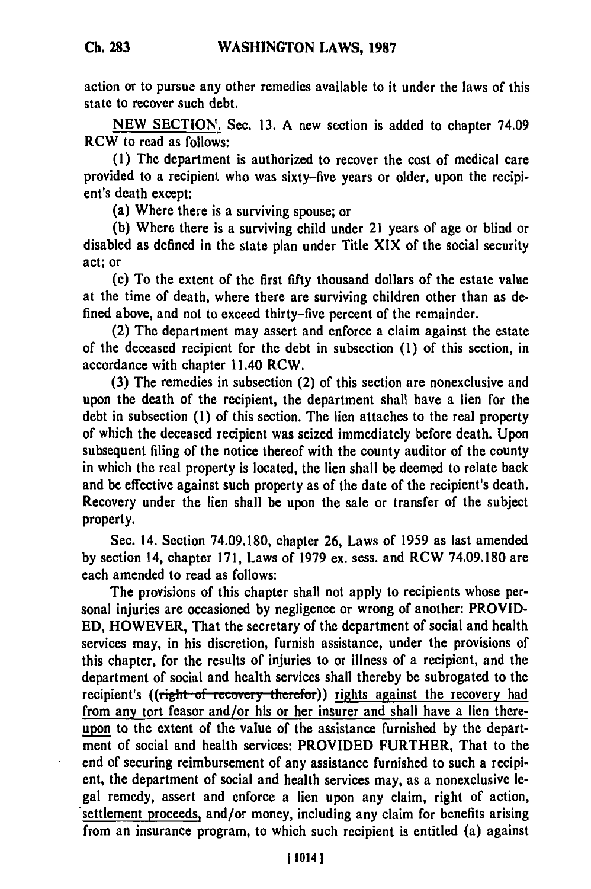action or to pursue any other remedies available to it under the laws of this state to recover such debt.

NEW SECTION. Sec. 13. A new section is added to chapter 74.09 RCW to read as follows:

(1) The department is authorized to recover the cost of medical care provided to a recipient who was sixty-five years or older, upon the recipient's death except:

(a) Where there is a surviving spouse; or

(b) Where there is a surviving child under 21 years of age or blind or disabled as defined in the state plan under Title XIX of the social security act; or

(c) To the extent of the first fifty thousand dollars of the estate value at the time of death, where there are surviving children other than as defined above, and not to exceed thirty-five percent of the remainder.

(2) The department may assert and enforce a claim against the estate of the deceased recipient for the debt in subsection (1) of this section, in accordance with chapter 11.40 RCW.

(3) The remedies in subsection (2) of this section are nonexclusive and upon the death of the recipient, the department shall have a lien for the debt in subsection (1) of this section. The lien attaches to the real property of which the deceased recipient was seized immediately before death. Upon subsequent filing of the notice thereof with the county auditor of the county in which the real property is located, the lien shall be deemed to relate back and be effective against such property as of the date of the recipient's death. Recovery under the lien shall be upon the sale or transfer of the subject property.

Sec. 14. Section 74.09.180, chapter 26, Laws of 1959 as last amended by section 14, chapter 171, Laws of 1979 ex. sess. and RCW 74.09.180 are each amended to read as follows:

The provisions of this chapter shall not apply to recipients whose personal injuries are occasioned by negligence or wrong of another: PROVIDED, HOWEVER, That the secretary of the department of social and health services may, in his discretion, furnish assistance, under the provisions of this chapter, for the results of injuries to or illness of a recipient, and the department of social and health services shall thereby be subrogated to the recipient's ((~~right of recovery therefor~~)) rights against the recovery had from any tort feasor and/or his or her insurer and shall have a lien thereupon to the extent of the value of the assistance furnished by the department of social and health services: PROVIDED FURTHER, That to the end of securing reimbursement of any assistance furnished to such a recipient, the department of social and health services may, as a nonexclusive legal remedy, assert and enforce a lien upon any claim, right of action, settlement proceeds, and/or money, including any claim for benefits arising from an insurance program, to which such recipient is entitled (a) against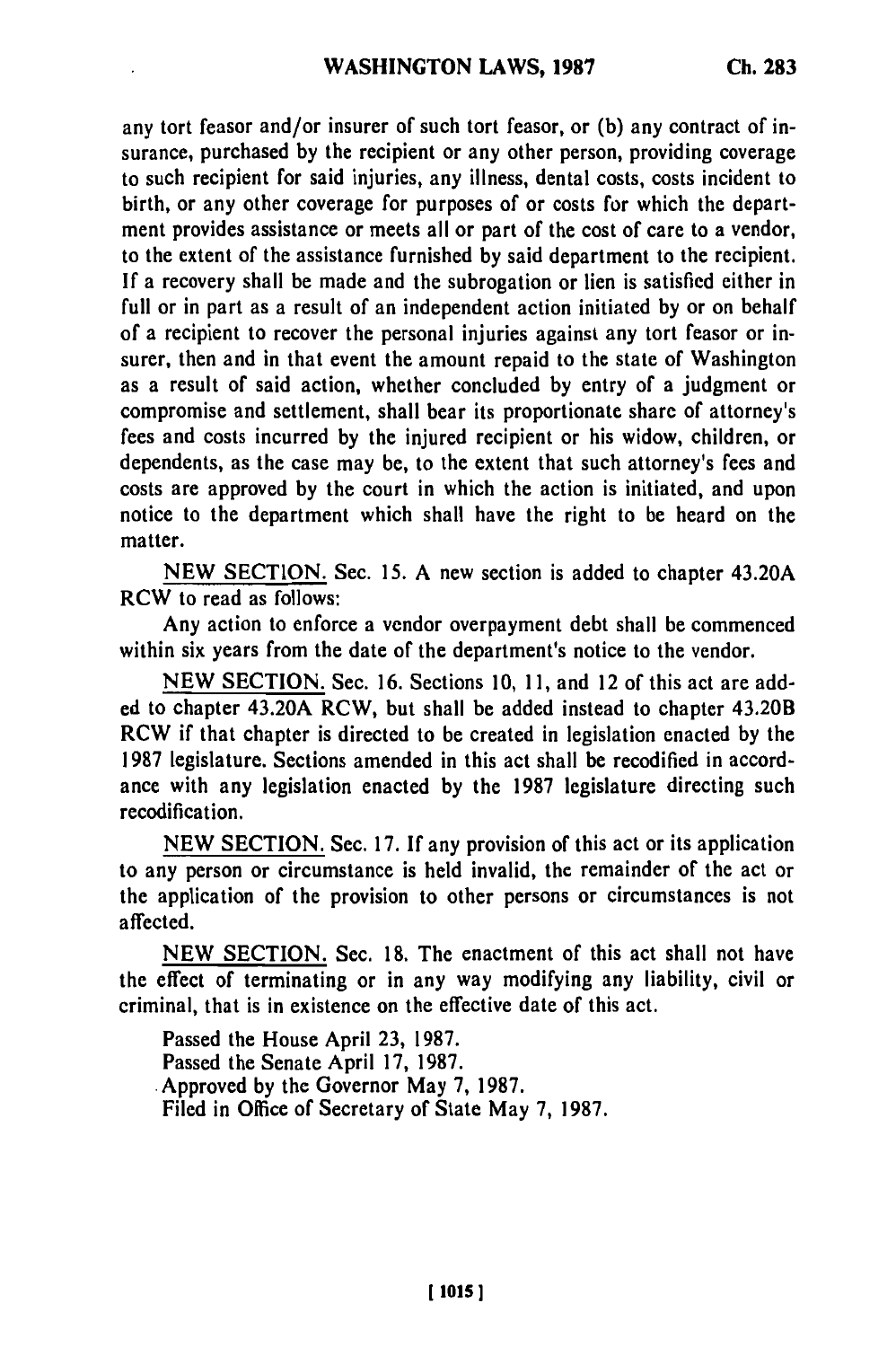any tort feasor and/or insurer of such tort feasor, or (b) any contract of insurance, purchased by the recipient or any other person, providing coverage to such recipient for said injuries, any illness, dental costs, costs incident to birth, or any other coverage for purposes of or costs for which the department provides assistance or meets all or part of the cost of care to a vendor, to the extent of the assistance furnished by said department to the recipient. If a recovery shall be made and the subrogation or lien is satisfied either in full or in part as a result of an independent action initiated by or on behalf of a recipient to recover the personal injuries against any tort feasor or insurer, then and in that event the amount repaid to the state of Washington as a result of said action, whether concluded by entry of a judgment or compromise and settlement, shall bear its proportionate share of attorney's fees and costs incurred by the injured recipient or his widow, children, or dependents, as the case may be, to the extent that such attorney's fees and costs are approved by the court in which the action is initiated, and upon notice to the department which shall have the right to be heard on the matter.

NEW SECTION. Sec. 15. A new section is added to chapter 43.20A RCW to read as follows:

Any action to enforce a vendor overpayment debt shall be commenced within six years from the date of the department's notice to the vendor.

NEW SECTION. Sec. 16. Sections 10, 11, and 12 of this act are added to chapter 43.20A RCW, but shall be added instead to chapter 43.20B RCW if that chapter is directed to be created in legislation enacted by the 1987 legislature. Sections amended in this act shall be recodified in accordance with any legislation enacted by the 1987 legislature directing such recodification.

NEW SECTION. Sec. 17. If any provision of this act or its application to any person or circumstance is held invalid, the remainder of the act or the application of the provision to other persons or circumstances is not affected.

NEW SECTION. Sec. 18. The enactment of this act shall not have the effect of terminating or in any way modifying any liability, civil or criminal, that is in existence on the effective date of this act.

Passed the House April 23, 1987.
Passed the Senate April 17, 1987.
Approved by the Governor May 7, 1987.
Filed in Office of Secretary of State May 7, 1987.